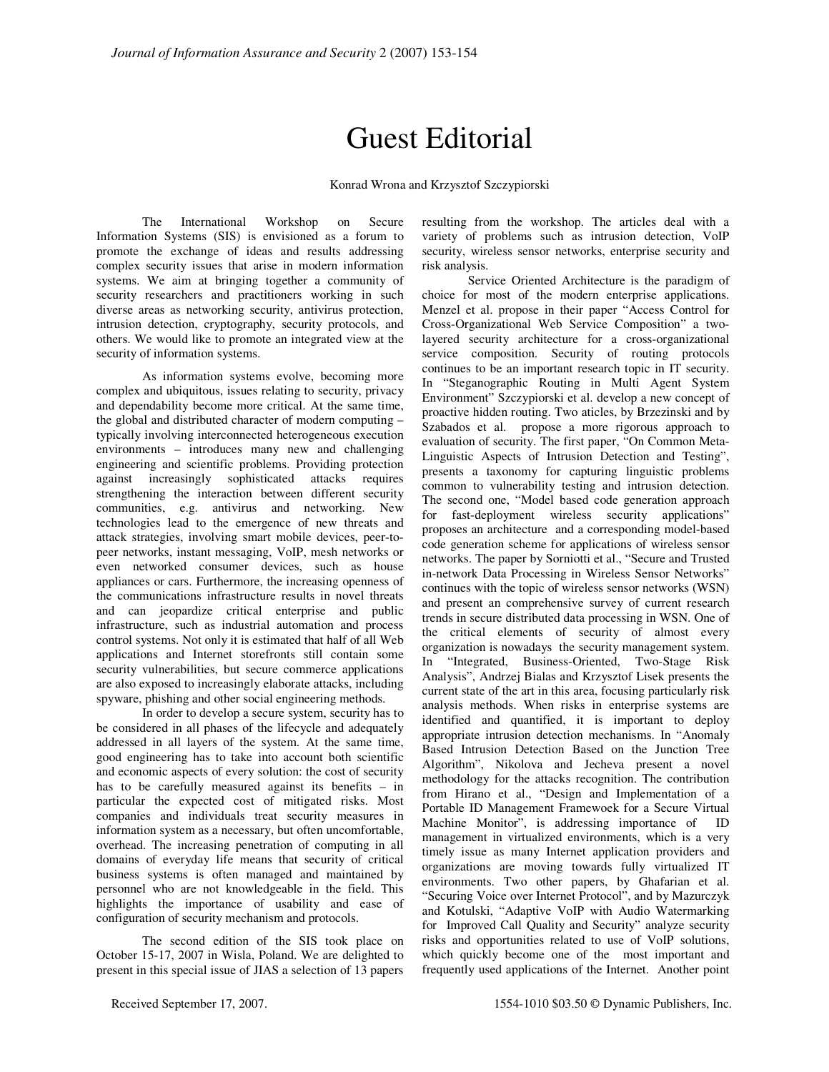# Guest Editorial

Konrad Wrona and Krzysztof Szczypiorski

The International Workshop on Secure Information Systems (SIS) is envisioned as a forum to promote the exchange of ideas and results addressing complex security issues that arise in modern information systems. We aim at bringing together a community of security researchers and practitioners working in such diverse areas as networking security, antivirus protection, intrusion detection, cryptography, security protocols, and others. We would like to promote an integrated view at the security of information systems.

As information systems evolve, becoming more complex and ubiquitous, issues relating to security, privacy and dependability become more critical. At the same time, the global and distributed character of modern computing – typically involving interconnected heterogeneous execution environments – introduces many new and challenging engineering and scientific problems. Providing protection against increasingly sophisticated attacks requires strengthening the interaction between different security communities, e.g. antivirus and networking. New technologies lead to the emergence of new threats and attack strategies, involving smart mobile devices, peer-to-peer networks, instant messaging, VoIP, mesh networks or even networked consumer devices, such as house appliances or cars. Furthermore, the increasing openness of the communications infrastructure results in novel threats and can jeopardize critical enterprise and public infrastructure, such as industrial automation and process control systems. Not only it is estimated that half of all Web applications and Internet storefronts still contain some security vulnerabilities, but secure commerce applications are also exposed to increasingly elaborate attacks, including spyware, phishing and other social engineering methods.

In order to develop a secure system, security has to be considered in all phases of the lifecycle and adequately addressed in all layers of the system. At the same time, good engineering has to take into account both scientific and economic aspects of every solution: the cost of security has to be carefully measured against its benefits – in particular the expected cost of mitigated risks. Most companies and individuals treat security measures in information system as a necessary, but often uncomfortable, overhead. The increasing penetration of computing in all domains of everyday life means that security of critical business systems is often managed and maintained by personnel who are not knowledgeable in the field. This highlights the importance of usability and ease of configuration of security mechanism and protocols.

The second edition of the SIS took place on October 15-17, 2007 in Wisla, Poland. We are delighted to present in this special issue of JIAS a selection of 13 papers resulting from the workshop. The articles deal with a variety of problems such as intrusion detection, VoIP security, wireless sensor networks, enterprise security and risk analysis.

Service Oriented Architecture is the paradigm of choice for most of the modern enterprise applications. Menzel et al. propose in their paper "Access Control for Cross-Organizational Web Service Composition" a two-layered security architecture for a cross-organizational service composition. Security of routing protocols continues to be an important research topic in IT security. In "Steganographic Routing in Multi Agent System Environment" Szczypiorski et al. develop a new concept of proactive hidden routing. Two aticles, by Brzezinski and by Szabados et al. propose a more rigorous approach to evaluation of security. The first paper, "On Common Meta-Linguistic Aspects of Intrusion Detection and Testing", presents a taxonomy for capturing linguistic problems common to vulnerability testing and intrusion detection. The second one, "Model based code generation approach for fast-deployment wireless security applications" proposes an architecture and a corresponding model-based code generation scheme for applications of wireless sensor networks. The paper by Sorniotti et al., "Secure and Trusted in-network Data Processing in Wireless Sensor Networks" continues with the topic of wireless sensor networks (WSN) and present an comprehensive survey of current research trends in secure distributed data processing in WSN. One of the critical elements of security of almost every organization is nowadays the security management system. In "Integrated, Business-Oriented, Two-Stage Risk Analysis", Andrzej Bialas and Krzysztof Lisek presents the current state of the art in this area, focusing particularly risk analysis methods. When risks in enterprise systems are identified and quantified, it is important to deploy appropriate intrusion detection mechanisms. In "Anomaly Based Intrusion Detection Based on the Junction Tree Algorithm", Nikolova and Jecheva present a novel methodology for the attacks recognition. The contribution from Hirano et al., "Design and Implementation of a Portable ID Management Framewoek for a Secure Virtual Machine Monitor", is addressing importance of ID management in virtualized environments, which is a very timely issue as many Internet application providers and organizations are moving towards fully virtualized IT environments. Two other papers, by Ghafarian et al. "Securing Voice over Internet Protocol", and by Mazurczyk and Kotulski, "Adaptive VoIP with Audio Watermarking for Improved Call Quality and Security" analyze security risks and opportunities related to use of VoIP solutions, which quickly become one of the most important and frequently used applications of the Internet. Another point

Received September 17, 2007.

1554-1010 $03.50 © Dynamic Publishers, Inc.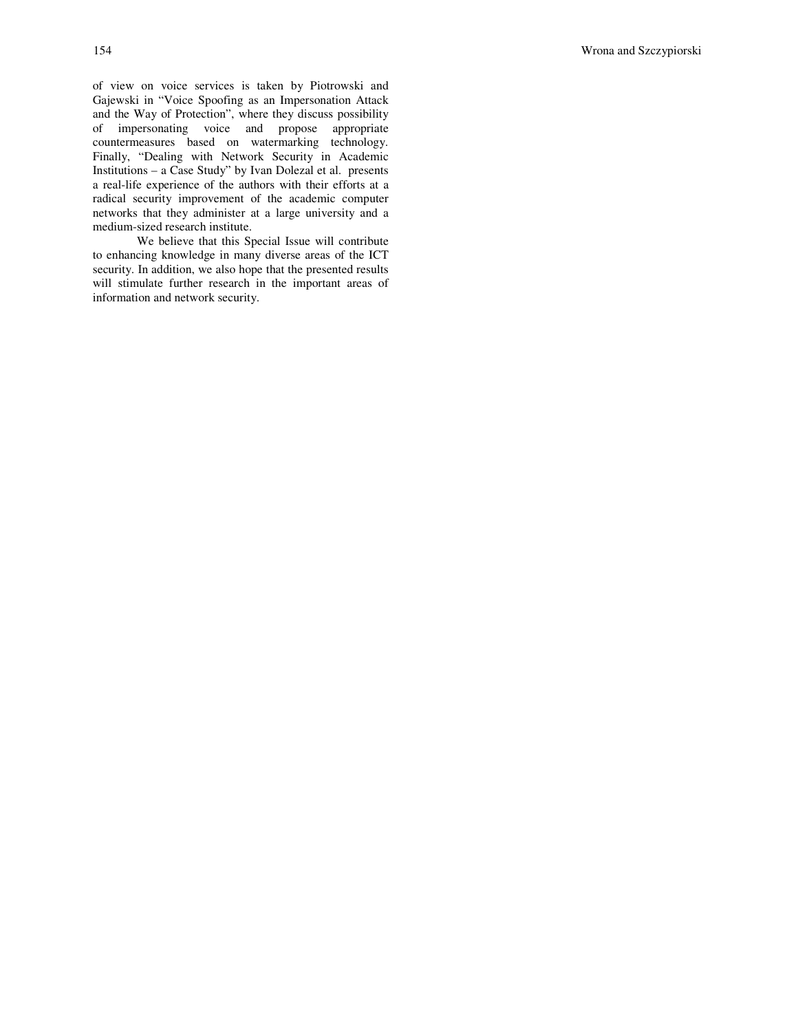of view on voice services is taken by Piotrowski and Gajewski in "Voice Spoofing as an Impersonation Attack and the Way of Protection", where they discuss possibility of impersonating voice and propose appropriate countermeasures based on watermarking technology. Finally, "Dealing with Network Security in Academic Institutions – a Case Study" by Ivan Dolezal et al. presents a real-life experience of the authors with their efforts at a radical security improvement of the academic computer networks that they administer at a large university and a medium-sized research institute.

We believe that this Special Issue will contribute to enhancing knowledge in many diverse areas of the ICT security. In addition, we also hope that the presented results will stimulate further research in the important areas of information and network security.